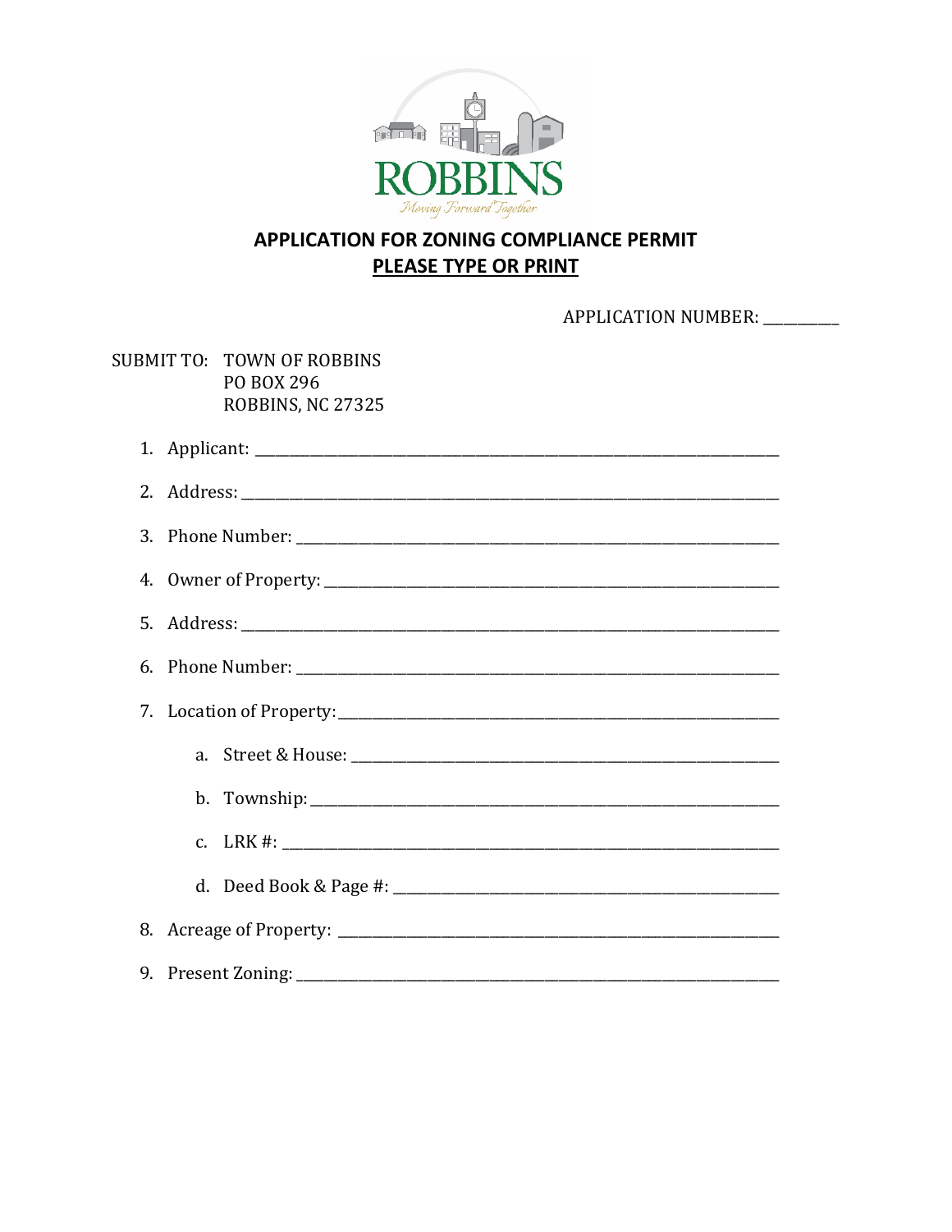ROBBINS

*Moving Forward Together*

## APPLICATION FOR ZONING COMPLIANCE PERMIT

**PLEASE TYPE OR PRINT**

APPLICATION NUMBER: __________

SUBMIT TO: TOWN OF ROBBINS
PO BOX 296
ROBBINS, NC 27325

1. Applicant: ______________________________________________
2. Address: ______________________________________________
3. Phone Number: ______________________________________________
4. Owner of Property: ______________________________________________
5. Address: ______________________________________________
6. Phone Number: ______________________________________________
7. Location of Property: ______________________________________________
   a. Street & House: ______________________________________________
   b. Township: ______________________________________________
   c. LRK #: ______________________________________________
   d. Deed Book & Page #: ______________________________________________
8. Acreage of Property: ______________________________________________
9. Present Zoning: ______________________________________________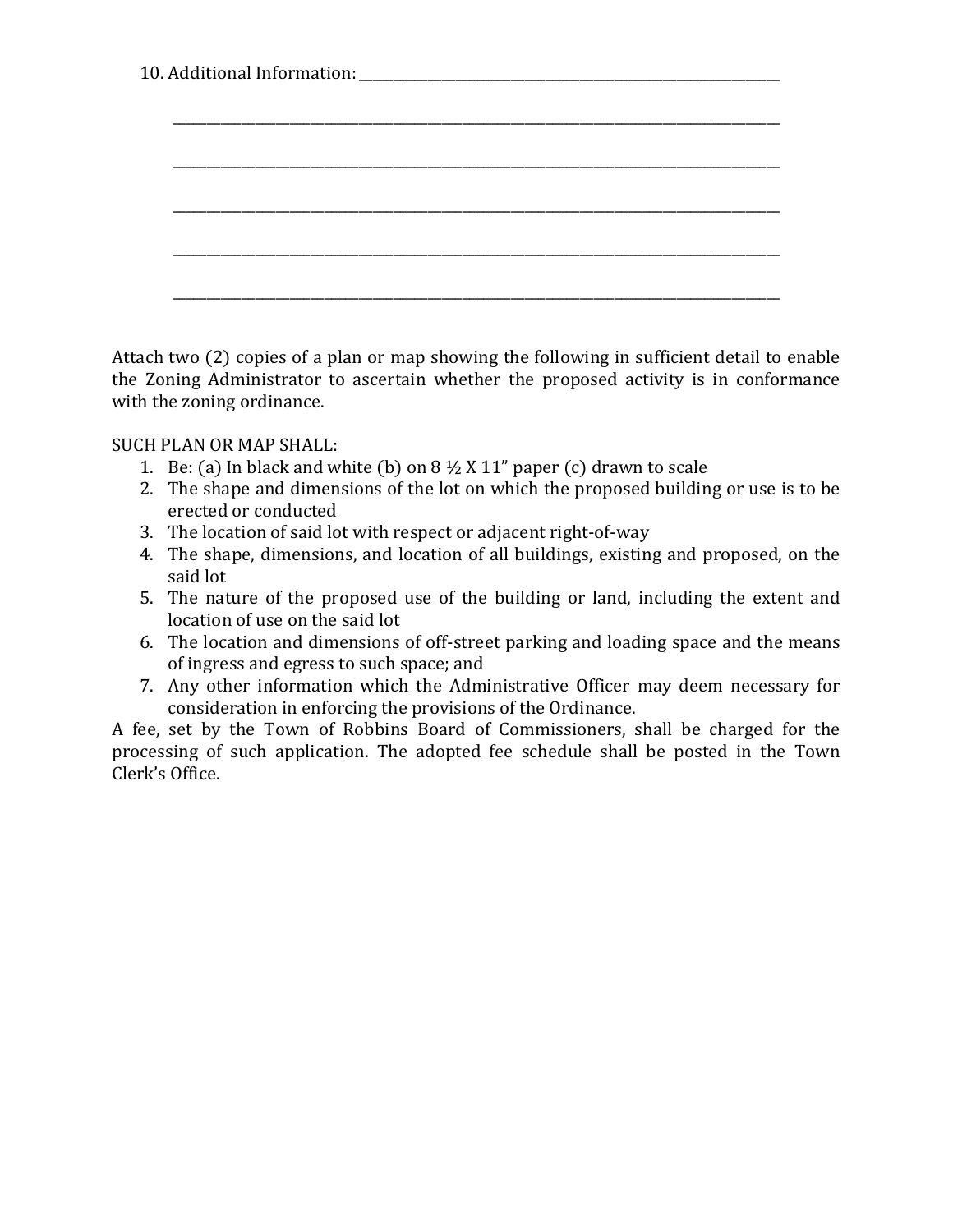10. Additional Information: ______________________________________________________________

______________________________________________________________________________________

______________________________________________________________________________________

______________________________________________________________________________________

______________________________________________________________________________________

______________________________________________________________________________________

Attach two (2) copies of a plan or map showing the following in sufficient detail to enable the Zoning Administrator to ascertain whether the proposed activity is in conformance with the zoning ordinance.

SUCH PLAN OR MAP SHALL:

1. Be: (a) In black and white (b) on 8 ½ X 11" paper (c) drawn to scale
2. The shape and dimensions of the lot on which the proposed building or use is to be erected or conducted
3. The location of said lot with respect or adjacent right-of-way
4. The shape, dimensions, and location of all buildings, existing and proposed, on the said lot
5. The nature of the proposed use of the building or land, including the extent and location of use on the said lot
6. The location and dimensions of off-street parking and loading space and the means of ingress and egress to such space; and
7. Any other information which the Administrative Officer may deem necessary for consideration in enforcing the provisions of the Ordinance.

A fee, set by the Town of Robbins Board of Commissioners, shall be charged for the processing of such application. The adopted fee schedule shall be posted in the Town Clerk's Office.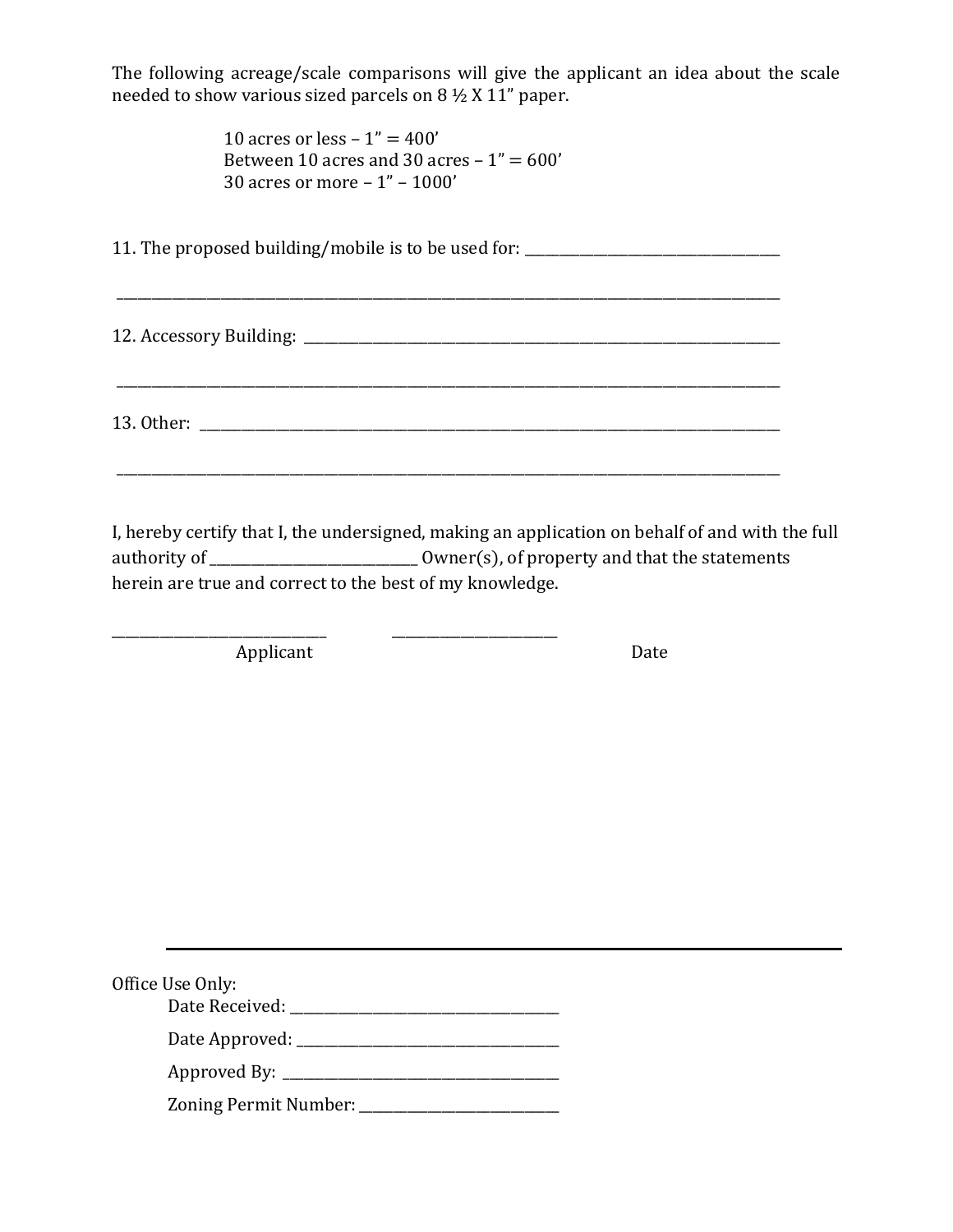The following acreage/scale comparisons will give the applicant an idea about the scale needed to show various sized parcels on 8 ½ X 11" paper.

10 acres or less – 1" = 400'
Between 10 acres and 30 acres – 1" = 600'
30 acres or more – 1" – 1000'

11. The proposed building/mobile is to be used for: ___________________________________

_______________________________________________________________________________

12. Accessory Building: ____________________________________________________________

_______________________________________________________________________________

13. Other: _______________________________________________________________________

_______________________________________________________________________________

I, hereby certify that I, the undersigned, making an application on behalf of and with the full authority of ___________________________ Owner(s), of property and that the statements herein are true and correct to the best of my knowledge.

_____________________________ _______________________

Applicant Date

---

Office Use Only:

Date Received: ___________________________________

Date Approved: ___________________________________

Approved By: _____________________________________

Zoning Permit Number: _____________________________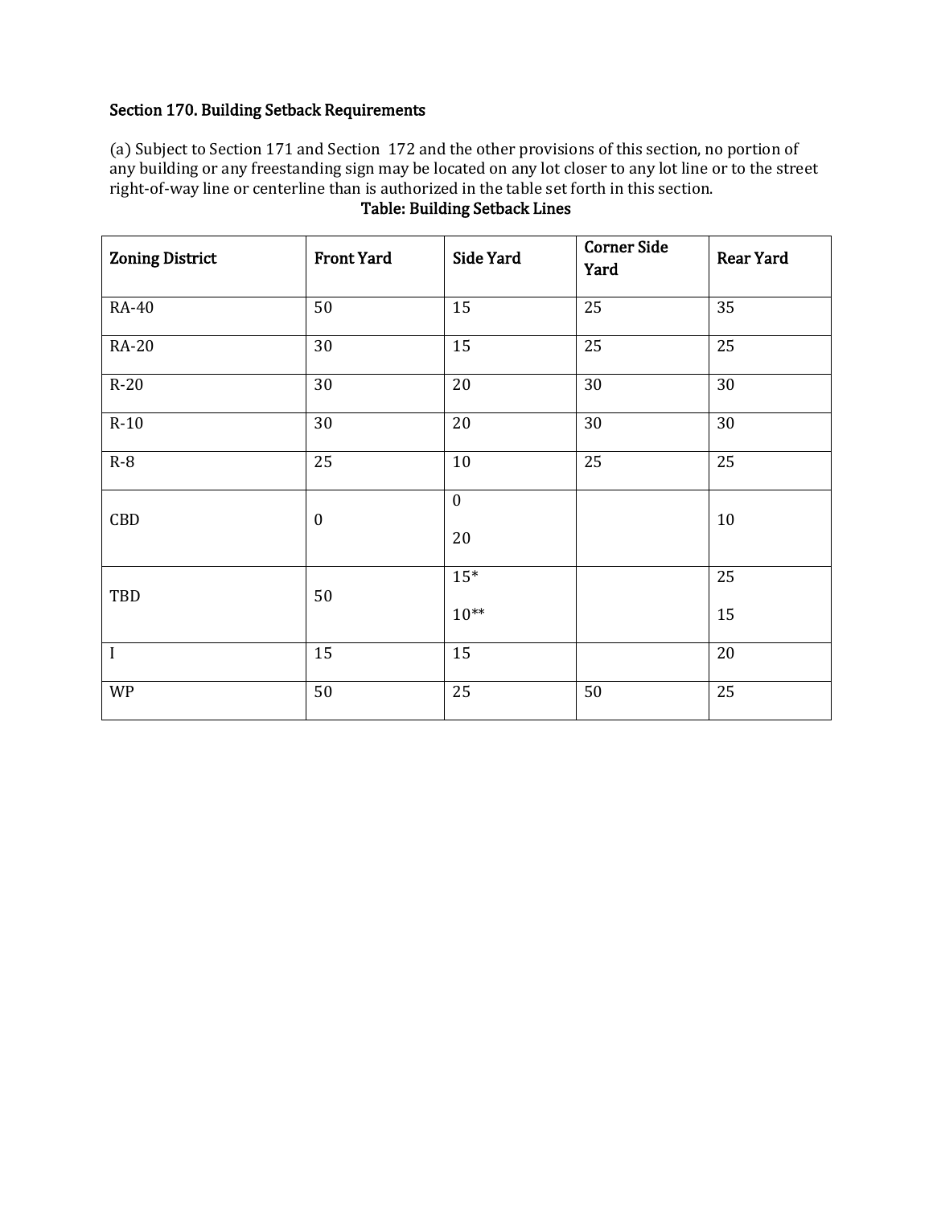**Section 170. Building Setback Requirements**

(a) Subject to Section 171 and Section 172 and the other provisions of this section, no portion of any building or any freestanding sign may be located on any lot closer to any lot line or to the street right-of-way line or centerline than is authorized in the table set forth in this section.

**Table: Building Setback Lines**

| Zoning District | Front Yard | Side Yard | Corner Side Yard | Rear Yard |
|---|---|---|---|---|
| RA-40 | 50 | 15 | 25 | 35 |
| RA-20 | 30 | 15 | 25 | 25 |
| R-20 | 30 | 20 | 30 | 30 |
| R-10 | 30 | 20 | 30 | 30 |
| R-8 | 25 | 10 | 25 | 25 |
| CBD | 0 | 0<br>20 | | 10 |
| TBD | 50 | 15*<br>10** | | 25<br>15 |
| I | 15 | 15 | | 20 |
| WP | 50 | 25 | 50 | 25 |